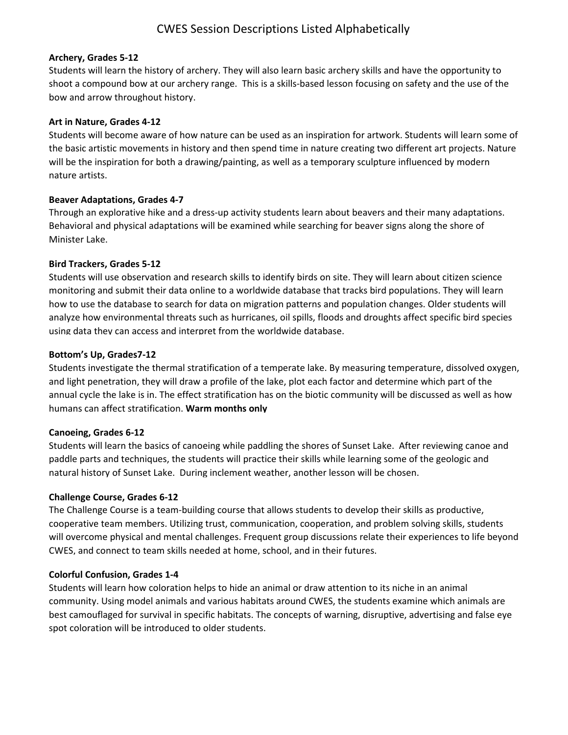# CWES Session Descriptions Listed Alphabetically

**Archery, Grades 5-12**
Students will learn the history of archery. They will also learn basic archery skills and have the opportunity to shoot a compound bow at our archery range. This is a skills-based lesson focusing on safety and the use of the bow and arrow throughout history.

**Art in Nature, Grades 4-12**
Students will become aware of how nature can be used as an inspiration for artwork. Students will learn some of the basic artistic movements in history and then spend time in nature creating two different art projects. Nature will be the inspiration for both a drawing/painting, as well as a temporary sculpture influenced by modern nature artists.

**Beaver Adaptations, Grades 4-7**
Through an explorative hike and a dress-up activity students learn about beavers and their many adaptations. Behavioral and physical adaptations will be examined while searching for beaver signs along the shore of Minister Lake.

**Bird Trackers, Grades 5-12**
Students will use observation and research skills to identify birds on site. They will learn about citizen science monitoring and submit their data online to a worldwide database that tracks bird populations. They will learn how to use the database to search for data on migration patterns and population changes. Older students will analyze how environmental threats such as hurricanes, oil spills, floods and droughts affect specific bird species using data they can access and interpret from the worldwide database.

**Bottom's Up, Grades7-12**
Students investigate the thermal stratification of a temperate lake. By measuring temperature, dissolved oxygen, and light penetration, they will draw a profile of the lake, plot each factor and determine which part of the annual cycle the lake is in. The effect stratification has on the biotic community will be discussed as well as how humans can affect stratification. **Warm months only**

**Canoeing, Grades 6-12**
Students will learn the basics of canoeing while paddling the shores of Sunset Lake. After reviewing canoe and paddle parts and techniques, the students will practice their skills while learning some of the geologic and natural history of Sunset Lake. During inclement weather, another lesson will be chosen.

**Challenge Course, Grades 6-12**
The Challenge Course is a team-building course that allows students to develop their skills as productive, cooperative team members. Utilizing trust, communication, cooperation, and problem solving skills, students will overcome physical and mental challenges. Frequent group discussions relate their experiences to life beyond CWES, and connect to team skills needed at home, school, and in their futures.

**Colorful Confusion, Grades 1-4**
Students will learn how coloration helps to hide an animal or draw attention to its niche in an animal community. Using model animals and various habitats around CWES, the students examine which animals are best camouflaged for survival in specific habitats. The concepts of warning, disruptive, advertising and false eye spot coloration will be introduced to older students.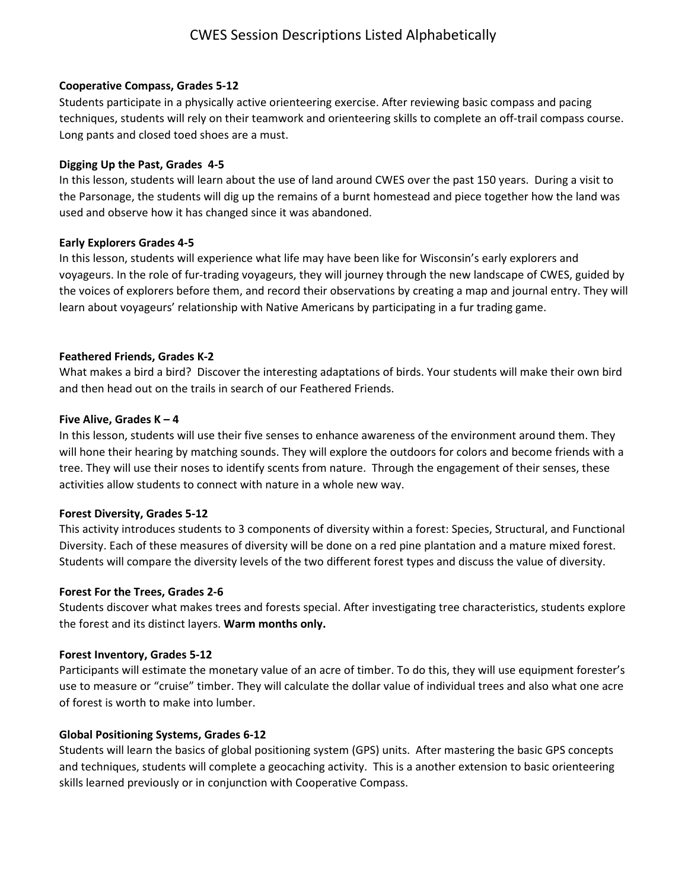# CWES Session Descriptions Listed Alphabetically

**Cooperative Compass, Grades 5-12**
Students participate in a physically active orienteering exercise. After reviewing basic compass and pacing techniques, students will rely on their teamwork and orienteering skills to complete an off-trail compass course. Long pants and closed toed shoes are a must.

**Digging Up the Past, Grades 4-5**
In this lesson, students will learn about the use of land around CWES over the past 150 years. During a visit to the Parsonage, the students will dig up the remains of a burnt homestead and piece together how the land was used and observe how it has changed since it was abandoned.

**Early Explorers Grades 4-5**
In this lesson, students will experience what life may have been like for Wisconsin's early explorers and voyageurs. In the role of fur-trading voyageurs, they will journey through the new landscape of CWES, guided by the voices of explorers before them, and record their observations by creating a map and journal entry. They will learn about voyageurs' relationship with Native Americans by participating in a fur trading game.

**Feathered Friends, Grades K-2**
What makes a bird a bird? Discover the interesting adaptations of birds. Your students will make their own bird and then head out on the trails in search of our Feathered Friends.

**Five Alive, Grades K – 4**
In this lesson, students will use their five senses to enhance awareness of the environment around them. They will hone their hearing by matching sounds. They will explore the outdoors for colors and become friends with a tree. They will use their noses to identify scents from nature. Through the engagement of their senses, these activities allow students to connect with nature in a whole new way.

**Forest Diversity, Grades 5-12**
This activity introduces students to 3 components of diversity within a forest: Species, Structural, and Functional Diversity. Each of these measures of diversity will be done on a red pine plantation and a mature mixed forest. Students will compare the diversity levels of the two different forest types and discuss the value of diversity.

**Forest For the Trees, Grades 2-6**
Students discover what makes trees and forests special. After investigating tree characteristics, students explore the forest and its distinct layers. **Warm months only.**

**Forest Inventory, Grades 5-12**
Participants will estimate the monetary value of an acre of timber. To do this, they will use equipment forester's use to measure or "cruise" timber. They will calculate the dollar value of individual trees and also what one acre of forest is worth to make into lumber.

**Global Positioning Systems, Grades 6-12**
Students will learn the basics of global positioning system (GPS) units. After mastering the basic GPS concepts and techniques, students will complete a geocaching activity. This is a another extension to basic orienteering skills learned previously or in conjunction with Cooperative Compass.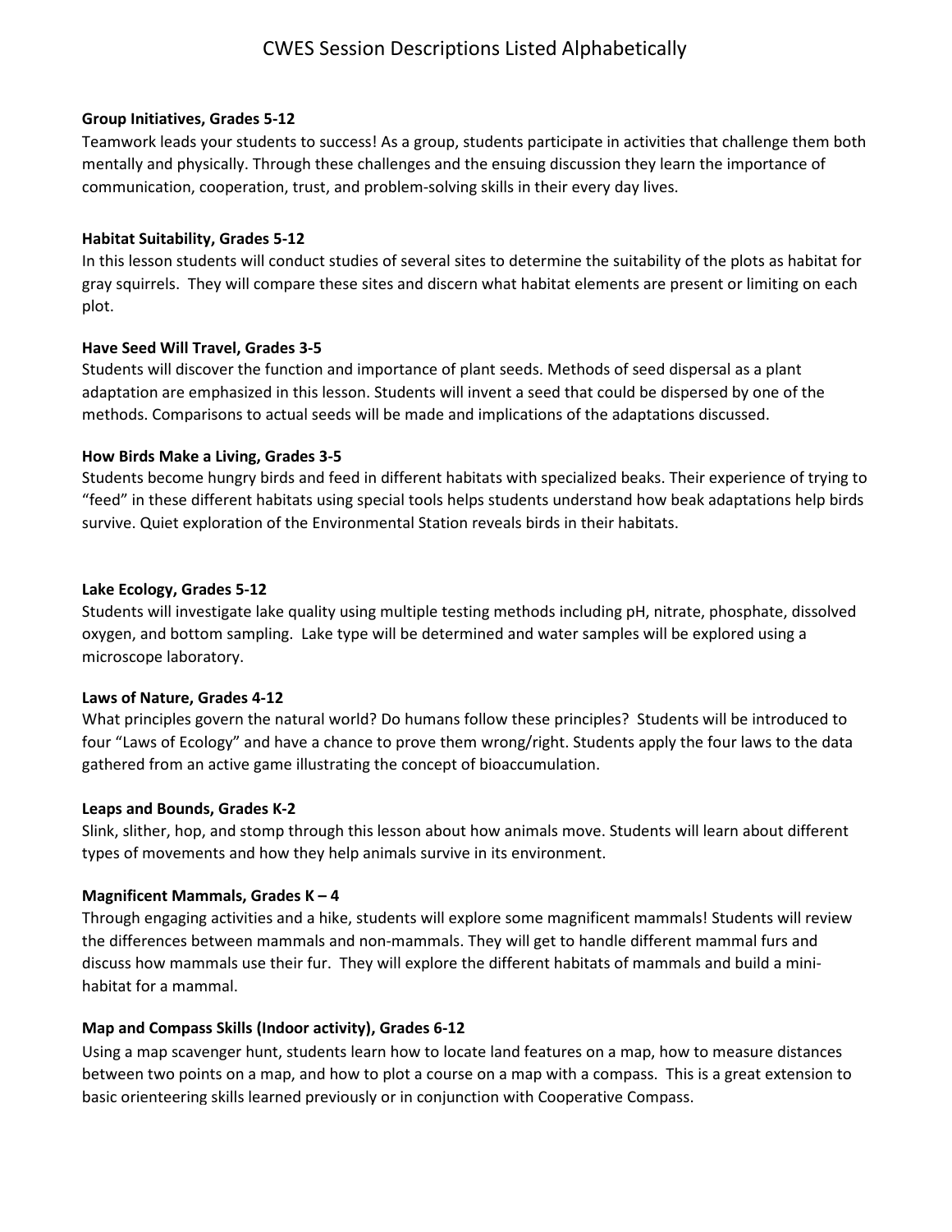# CWES Session Descriptions Listed Alphabetically

**Group Initiatives, Grades 5-12**

Teamwork leads your students to success! As a group, students participate in activities that challenge them both mentally and physically. Through these challenges and the ensuing discussion they learn the importance of communication, cooperation, trust, and problem-solving skills in their every day lives.

**Habitat Suitability, Grades 5-12**

In this lesson students will conduct studies of several sites to determine the suitability of the plots as habitat for gray squirrels. They will compare these sites and discern what habitat elements are present or limiting on each plot.

**Have Seed Will Travel, Grades 3-5**

Students will discover the function and importance of plant seeds. Methods of seed dispersal as a plant adaptation are emphasized in this lesson. Students will invent a seed that could be dispersed by one of the methods. Comparisons to actual seeds will be made and implications of the adaptations discussed.

**How Birds Make a Living, Grades 3-5**

Students become hungry birds and feed in different habitats with specialized beaks. Their experience of trying to "feed" in these different habitats using special tools helps students understand how beak adaptations help birds survive. Quiet exploration of the Environmental Station reveals birds in their habitats.

**Lake Ecology, Grades 5-12**

Students will investigate lake quality using multiple testing methods including pH, nitrate, phosphate, dissolved oxygen, and bottom sampling. Lake type will be determined and water samples will be explored using a microscope laboratory.

**Laws of Nature, Grades 4-12**

What principles govern the natural world? Do humans follow these principles? Students will be introduced to four "Laws of Ecology" and have a chance to prove them wrong/right. Students apply the four laws to the data gathered from an active game illustrating the concept of bioaccumulation.

**Leaps and Bounds, Grades K-2**

Slink, slither, hop, and stomp through this lesson about how animals move. Students will learn about different types of movements and how they help animals survive in its environment.

**Magnificent Mammals, Grades K – 4**

Through engaging activities and a hike, students will explore some magnificent mammals! Students will review the differences between mammals and non-mammals. They will get to handle different mammal furs and discuss how mammals use their fur. They will explore the different habitats of mammals and build a mini-habitat for a mammal.

**Map and Compass Skills (Indoor activity), Grades 6-12**

Using a map scavenger hunt, students learn how to locate land features on a map, how to measure distances between two points on a map, and how to plot a course on a map with a compass. This is a great extension to basic orienteering skills learned previously or in conjunction with Cooperative Compass.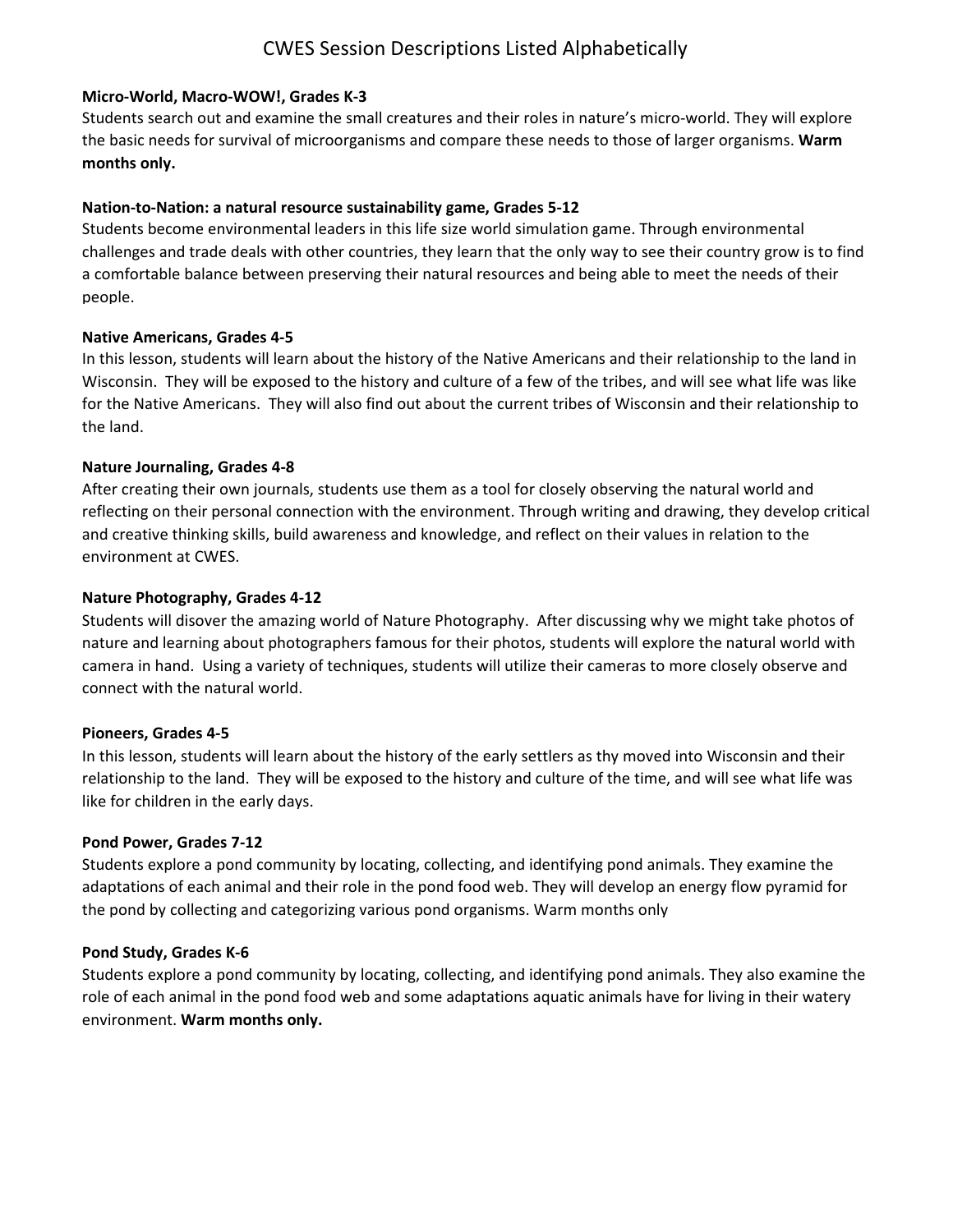# CWES Session Descriptions Listed Alphabetically

**Micro-World, Macro-WOW!, Grades K-3**
Students search out and examine the small creatures and their roles in nature's micro-world. They will explore the basic needs for survival of microorganisms and compare these needs to those of larger organisms. **Warm months only.**

**Nation-to-Nation: a natural resource sustainability game, Grades 5-12**
Students become environmental leaders in this life size world simulation game. Through environmental challenges and trade deals with other countries, they learn that the only way to see their country grow is to find a comfortable balance between preserving their natural resources and being able to meet the needs of their people.

**Native Americans, Grades 4-5**
In this lesson, students will learn about the history of the Native Americans and their relationship to the land in Wisconsin. They will be exposed to the history and culture of a few of the tribes, and will see what life was like for the Native Americans. They will also find out about the current tribes of Wisconsin and their relationship to the land.

**Nature Journaling, Grades 4-8**
After creating their own journals, students use them as a tool for closely observing the natural world and reflecting on their personal connection with the environment. Through writing and drawing, they develop critical and creative thinking skills, build awareness and knowledge, and reflect on their values in relation to the environment at CWES.

**Nature Photography, Grades 4-12**
Students will disover the amazing world of Nature Photography. After discussing why we might take photos of nature and learning about photographers famous for their photos, students will explore the natural world with camera in hand. Using a variety of techniques, students will utilize their cameras to more closely observe and connect with the natural world.

**Pioneers, Grades 4-5**
In this lesson, students will learn about the history of the early settlers as thy moved into Wisconsin and their relationship to the land. They will be exposed to the history and culture of the time, and will see what life was like for children in the early days.

**Pond Power, Grades 7-12**
Students explore a pond community by locating, collecting, and identifying pond animals. They examine the adaptations of each animal and their role in the pond food web. They will develop an energy flow pyramid for the pond by collecting and categorizing various pond organisms. Warm months only

**Pond Study, Grades K-6**
Students explore a pond community by locating, collecting, and identifying pond animals. They also examine the role of each animal in the pond food web and some adaptations aquatic animals have for living in their watery environment. **Warm months only.**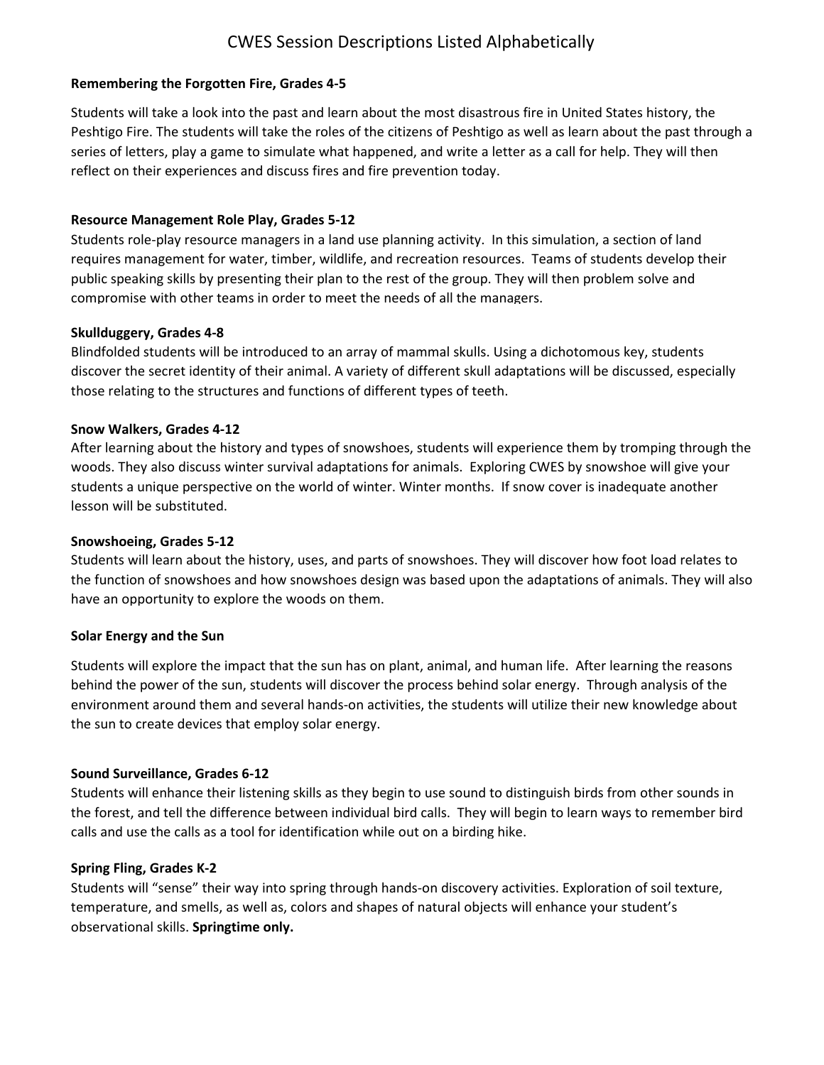# CWES Session Descriptions Listed Alphabetically

**Remembering the Forgotten Fire, Grades 4-5**

Students will take a look into the past and learn about the most disastrous fire in United States history, the Peshtigo Fire. The students will take the roles of the citizens of Peshtigo as well as learn about the past through a series of letters, play a game to simulate what happened, and write a letter as a call for help. They will then reflect on their experiences and discuss fires and fire prevention today.

**Resource Management Role Play, Grades 5-12**

Students role-play resource managers in a land use planning activity. In this simulation, a section of land requires management for water, timber, wildlife, and recreation resources. Teams of students develop their public speaking skills by presenting their plan to the rest of the group. They will then problem solve and compromise with other teams in order to meet the needs of all the managers.

**Skullduggery, Grades 4-8**

Blindfolded students will be introduced to an array of mammal skulls. Using a dichotomous key, students discover the secret identity of their animal. A variety of different skull adaptations will be discussed, especially those relating to the structures and functions of different types of teeth.

**Snow Walkers, Grades 4-12**

After learning about the history and types of snowshoes, students will experience them by tromping through the woods. They also discuss winter survival adaptations for animals. Exploring CWES by snowshoe will give your students a unique perspective on the world of winter. Winter months. If snow cover is inadequate another lesson will be substituted.

**Snowshoeing, Grades 5-12**

Students will learn about the history, uses, and parts of snowshoes. They will discover how foot load relates to the function of snowshoes and how snowshoes design was based upon the adaptations of animals. They will also have an opportunity to explore the woods on them.

**Solar Energy and the Sun**

Students will explore the impact that the sun has on plant, animal, and human life. After learning the reasons behind the power of the sun, students will discover the process behind solar energy. Through analysis of the environment around them and several hands-on activities, the students will utilize their new knowledge about the sun to create devices that employ solar energy.

**Sound Surveillance, Grades 6-12**

Students will enhance their listening skills as they begin to use sound to distinguish birds from other sounds in the forest, and tell the difference between individual bird calls. They will begin to learn ways to remember bird calls and use the calls as a tool for identification while out on a birding hike.

**Spring Fling, Grades K-2**

Students will "sense" their way into spring through hands-on discovery activities. Exploration of soil texture, temperature, and smells, as well as, colors and shapes of natural objects will enhance your student's observational skills. **Springtime only.**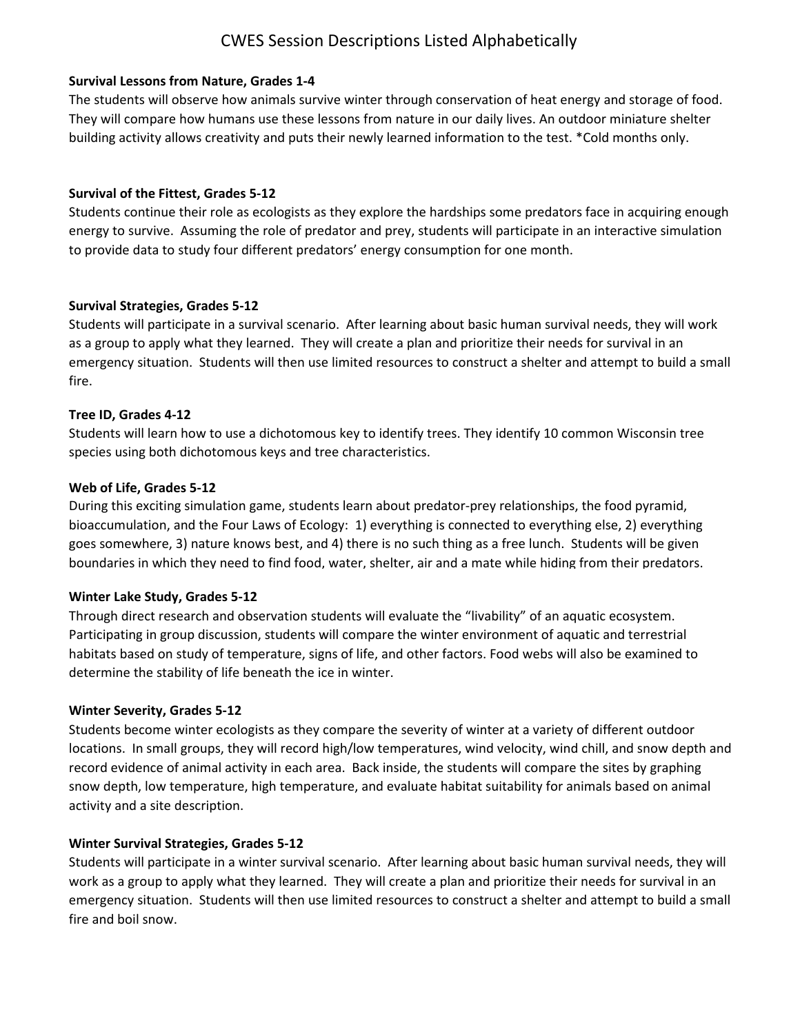# CWES Session Descriptions Listed Alphabetically

**Survival Lessons from Nature, Grades 1-4**

The students will observe how animals survive winter through conservation of heat energy and storage of food. They will compare how humans use these lessons from nature in our daily lives. An outdoor miniature shelter building activity allows creativity and puts their newly learned information to the test. *Cold months only.

**Survival of the Fittest, Grades 5-12**

Students continue their role as ecologists as they explore the hardships some predators face in acquiring enough energy to survive. Assuming the role of predator and prey, students will participate in an interactive simulation to provide data to study four different predators' energy consumption for one month.

**Survival Strategies, Grades 5-12**

Students will participate in a survival scenario. After learning about basic human survival needs, they will work as a group to apply what they learned. They will create a plan and prioritize their needs for survival in an emergency situation. Students will then use limited resources to construct a shelter and attempt to build a small fire.

**Tree ID, Grades 4-12**

Students will learn how to use a dichotomous key to identify trees. They identify 10 common Wisconsin tree species using both dichotomous keys and tree characteristics.

**Web of Life, Grades 5-12**

During this exciting simulation game, students learn about predator-prey relationships, the food pyramid, bioaccumulation, and the Four Laws of Ecology: 1) everything is connected to everything else, 2) everything goes somewhere, 3) nature knows best, and 4) there is no such thing as a free lunch. Students will be given boundaries in which they need to find food, water, shelter, air and a mate while hiding from their predators.

**Winter Lake Study, Grades 5-12**

Through direct research and observation students will evaluate the "livability" of an aquatic ecosystem. Participating in group discussion, students will compare the winter environment of aquatic and terrestrial habitats based on study of temperature, signs of life, and other factors. Food webs will also be examined to determine the stability of life beneath the ice in winter.

**Winter Severity, Grades 5-12**

Students become winter ecologists as they compare the severity of winter at a variety of different outdoor locations. In small groups, they will record high/low temperatures, wind velocity, wind chill, and snow depth and record evidence of animal activity in each area. Back inside, the students will compare the sites by graphing snow depth, low temperature, high temperature, and evaluate habitat suitability for animals based on animal activity and a site description.

**Winter Survival Strategies, Grades 5-12**

Students will participate in a winter survival scenario. After learning about basic human survival needs, they will work as a group to apply what they learned. They will create a plan and prioritize their needs for survival in an emergency situation. Students will then use limited resources to construct a shelter and attempt to build a small fire and boil snow.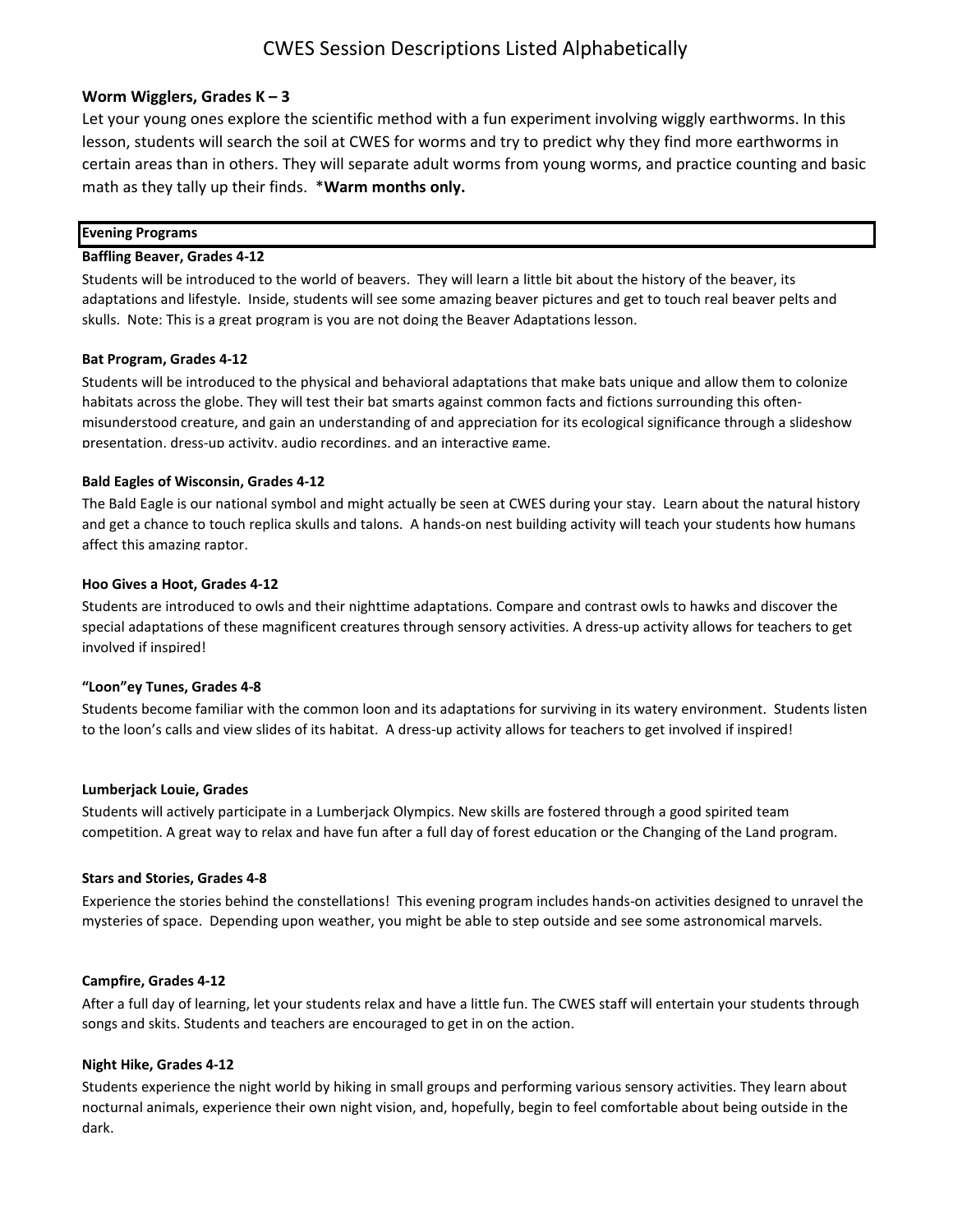# CWES Session Descriptions Listed Alphabetically

**Worm Wigglers, Grades K – 3**

Let your young ones explore the scientific method with a fun experiment involving wiggly earthworms. In this lesson, students will search the soil at CWES for worms and try to predict why they find more earthworms in certain areas than in others. They will separate adult worms from young worms, and practice counting and basic math as they tally up their finds. ***Warm months only.**

## Evening Programs

**Baffling Beaver, Grades 4-12**

Students will be introduced to the world of beavers. They will learn a little bit about the history of the beaver, its adaptations and lifestyle. Inside, students will see some amazing beaver pictures and get to touch real beaver pelts and skulls. Note: This is a great program is you are not doing the Beaver Adaptations lesson.

**Bat Program, Grades 4-12**

Students will be introduced to the physical and behavioral adaptations that make bats unique and allow them to colonize habitats across the globe. They will test their bat smarts against common facts and fictions surrounding this often-misunderstood creature, and gain an understanding of and appreciation for its ecological significance through a slideshow presentation, dress-up activity, audio recordings, and an interactive game.

**Bald Eagles of Wisconsin, Grades 4-12**

The Bald Eagle is our national symbol and might actually be seen at CWES during your stay. Learn about the natural history and get a chance to touch replica skulls and talons. A hands-on nest building activity will teach your students how humans affect this amazing raptor.

**Hoo Gives a Hoot, Grades 4-12**

Students are introduced to owls and their nighttime adaptations. Compare and contrast owls to hawks and discover the special adaptations of these magnificent creatures through sensory activities. A dress-up activity allows for teachers to get involved if inspired!

**"Loon"ey Tunes, Grades 4-8**

Students become familiar with the common loon and its adaptations for surviving in its watery environment. Students listen to the loon's calls and view slides of its habitat. A dress-up activity allows for teachers to get involved if inspired!

**Lumberjack Louie, Grades**

Students will actively participate in a Lumberjack Olympics. New skills are fostered through a good spirited team competition. A great way to relax and have fun after a full day of forest education or the Changing of the Land program.

**Stars and Stories, Grades 4-8**

Experience the stories behind the constellations! This evening program includes hands-on activities designed to unravel the mysteries of space. Depending upon weather, you might be able to step outside and see some astronomical marvels.

**Campfire, Grades 4-12**

After a full day of learning, let your students relax and have a little fun. The CWES staff will entertain your students through songs and skits. Students and teachers are encouraged to get in on the action.

**Night Hike, Grades 4-12**

Students experience the night world by hiking in small groups and performing various sensory activities. They learn about nocturnal animals, experience their own night vision, and, hopefully, begin to feel comfortable about being outside in the dark.